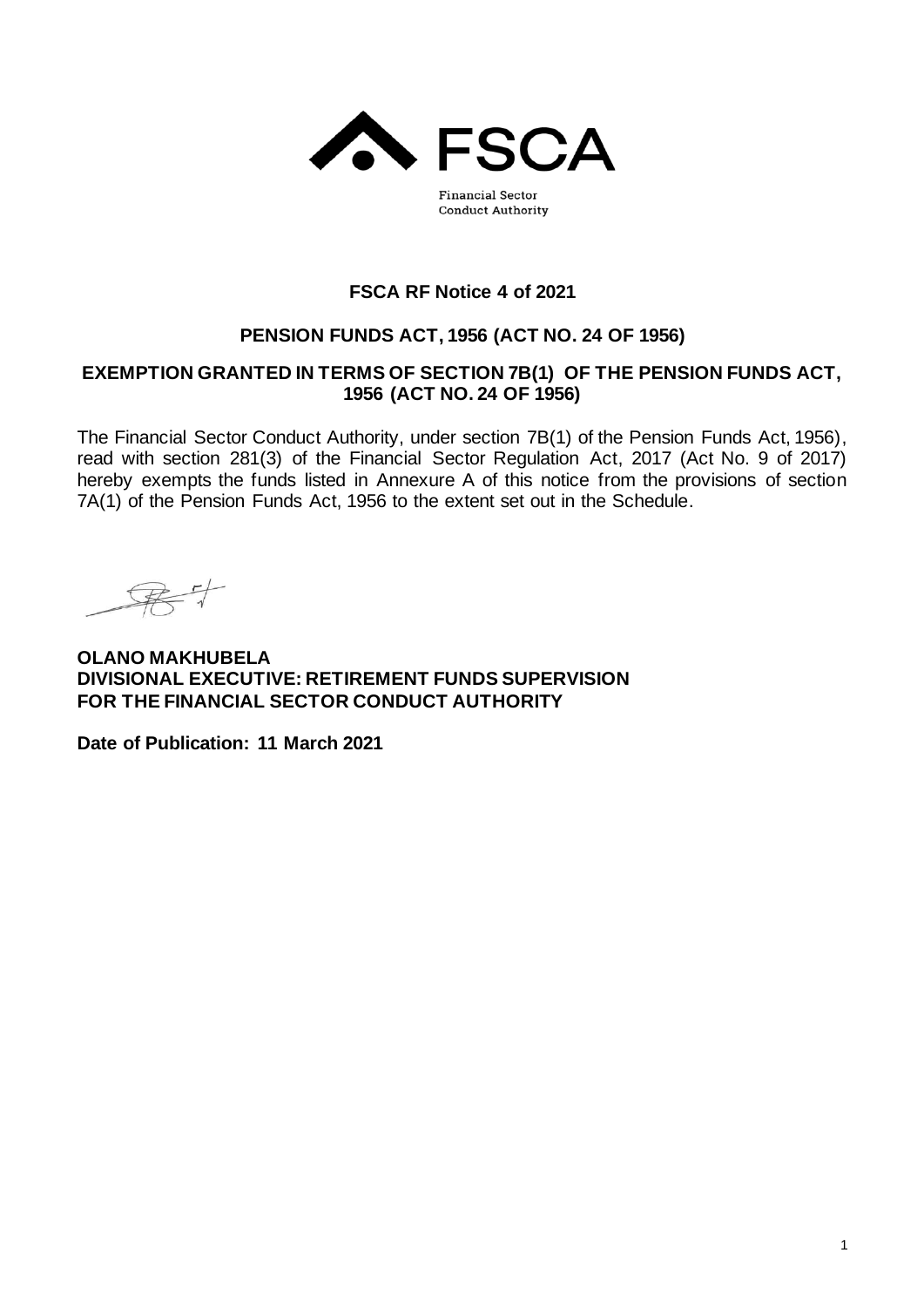FSCA

Financial Sector
Conduct Authority

# FSCA RF Notice 4 of 2021

## PENSION FUNDS ACT, 1956 (ACT NO. 24 OF 1956)

## EXEMPTION GRANTED IN TERMS OF SECTION 7B(1) OF THE PENSION FUNDS ACT, 1956 (ACT NO. 24 OF 1956)

The Financial Sector Conduct Authority, under section 7B(1) of the Pension Funds Act, 1956), read with section 281(3) of the Financial Sector Regulation Act, 2017 (Act No. 9 of 2017) hereby exempts the funds listed in Annexure A of this notice from the provisions of section 7A(1) of the Pension Funds Act, 1956 to the extent set out in the Schedule.

**OLANO MAKHUBELA**
**DIVISIONAL EXECUTIVE: RETIREMENT FUNDS SUPERVISION**
**FOR THE FINANCIAL SECTOR CONDUCT AUTHORITY**

**Date of Publication: 11 March 2021**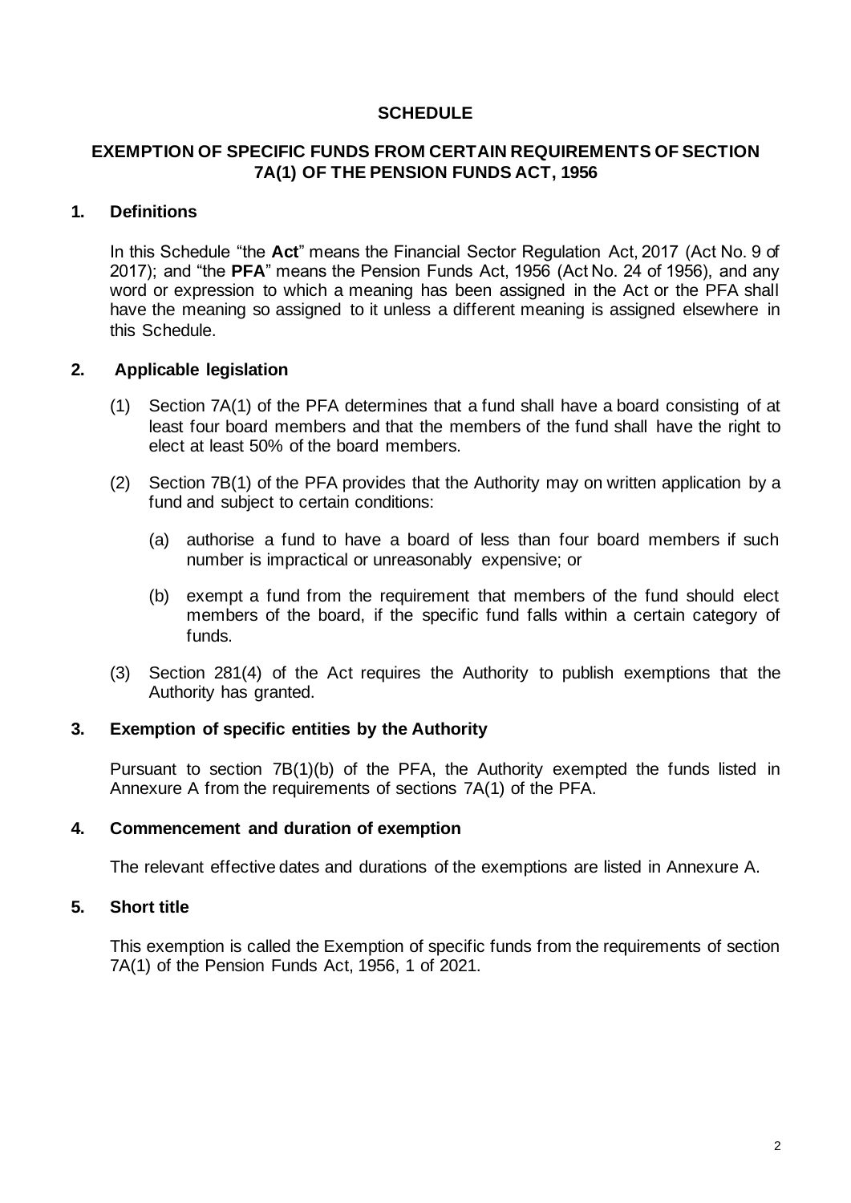# SCHEDULE

## EXEMPTION OF SPECIFIC FUNDS FROM CERTAIN REQUIREMENTS OF SECTION 7A(1) OF THE PENSION FUNDS ACT, 1956

### 1. Definitions

In this Schedule "the **Act**" means the Financial Sector Regulation Act, 2017 (Act No. 9 of 2017); and "the **PFA**" means the Pension Funds Act, 1956 (Act No. 24 of 1956), and any word or expression to which a meaning has been assigned in the Act or the PFA shall have the meaning so assigned to it unless a different meaning is assigned elsewhere in this Schedule.

### 2. Applicable legislation

(1) Section 7A(1) of the PFA determines that a fund shall have a board consisting of at least four board members and that the members of the fund shall have the right to elect at least 50% of the board members.

(2) Section 7B(1) of the PFA provides that the Authority may on written application by a fund and subject to certain conditions:

- (a) authorise a fund to have a board of less than four board members if such number is impractical or unreasonably expensive; or
- (b) exempt a fund from the requirement that members of the fund should elect members of the board, if the specific fund falls within a certain category of funds.

(3) Section 281(4) of the Act requires the Authority to publish exemptions that the Authority has granted.

### 3. Exemption of specific entities by the Authority

Pursuant to section 7B(1)(b) of the PFA, the Authority exempted the funds listed in Annexure A from the requirements of sections 7A(1) of the PFA.

### 4. Commencement and duration of exemption

The relevant effective dates and durations of the exemptions are listed in Annexure A.

### 5. Short title

This exemption is called the Exemption of specific funds from the requirements of section 7A(1) of the Pension Funds Act, 1956, 1 of 2021.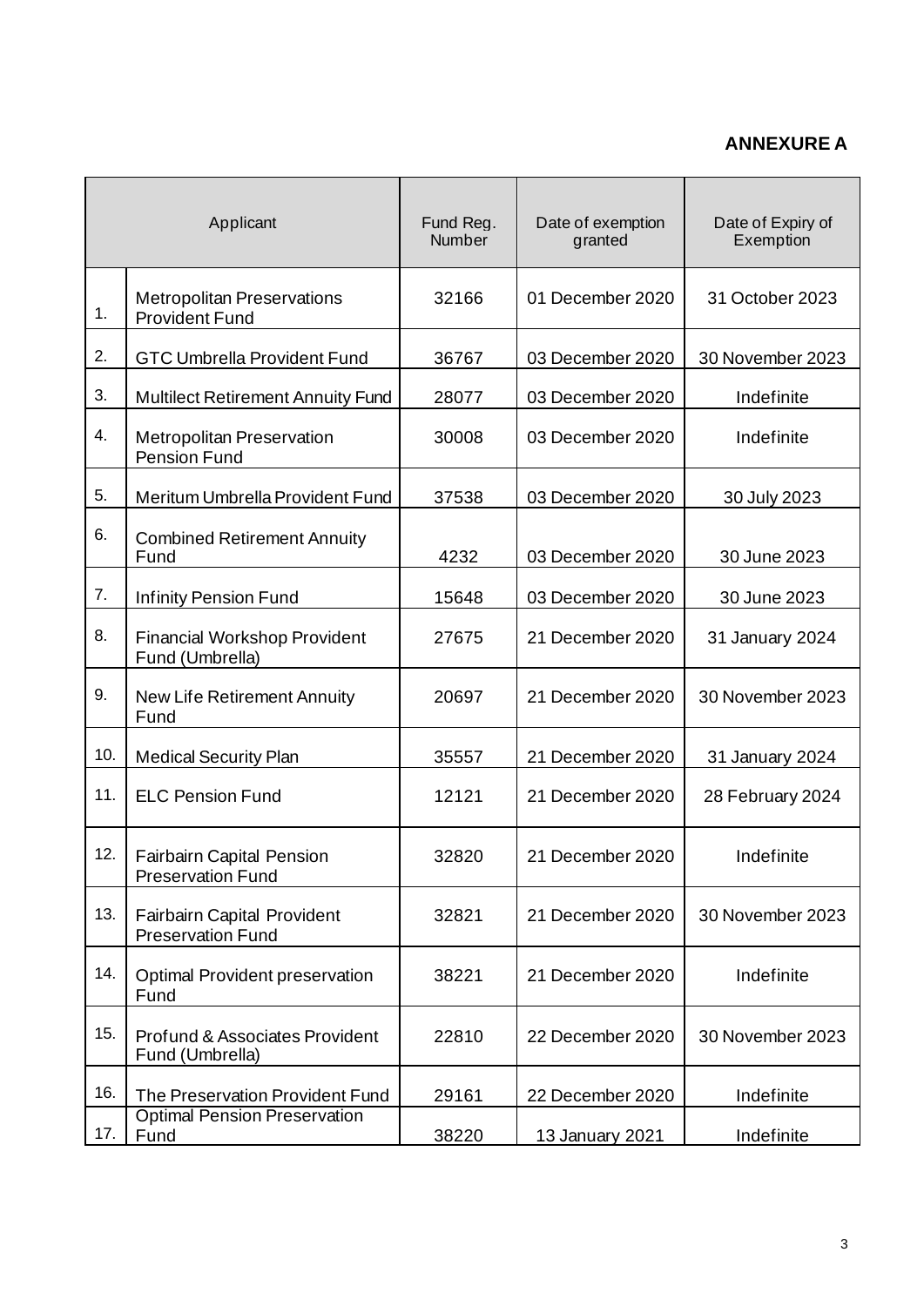**ANNEXURE A**

| Applicant | | Fund Reg. Number | Date of exemption granted | Date of Expiry of Exemption |
|---|---|---|---|---|
| 1. | Metropolitan Preservations Provident Fund | 32166 | 01 December 2020 | 31 October 2023 |
| 2. | GTC Umbrella Provident Fund | 36767 | 03 December 2020 | 30 November 2023 |
| 3. | Multilect Retirement Annuity Fund | 28077 | 03 December 2020 | Indefinite |
| 4. | Metropolitan Preservation Pension Fund | 30008 | 03 December 2020 | Indefinite |
| 5. | Meritum Umbrella Provident Fund | 37538 | 03 December 2020 | 30 July 2023 |
| 6. | Combined Retirement Annuity Fund | 4232 | 03 December 2020 | 30 June 2023 |
| 7. | Infinity Pension Fund | 15648 | 03 December 2020 | 30 June 2023 |
| 8. | Financial Workshop Provident Fund (Umbrella) | 27675 | 21 December 2020 | 31 January 2024 |
| 9. | New Life Retirement Annuity Fund | 20697 | 21 December 2020 | 30 November 2023 |
| 10. | Medical Security Plan | 35557 | 21 December 2020 | 31 January 2024 |
| 11. | ELC Pension Fund | 12121 | 21 December 2020 | 28 February 2024 |
| 12. | Fairbairn Capital Pension Preservation Fund | 32820 | 21 December 2020 | Indefinite |
| 13. | Fairbairn Capital Provident Preservation Fund | 32821 | 21 December 2020 | 30 November 2023 |
| 14. | Optimal Provident preservation Fund | 38221 | 21 December 2020 | Indefinite |
| 15. | Profund & Associates Provident Fund (Umbrella) | 22810 | 22 December 2020 | 30 November 2023 |
| 16. | The Preservation Provident Fund | 29161 | 22 December 2020 | Indefinite |
| 17. | Optimal Pension Preservation Fund | 38220 | 13 January 2021 | Indefinite |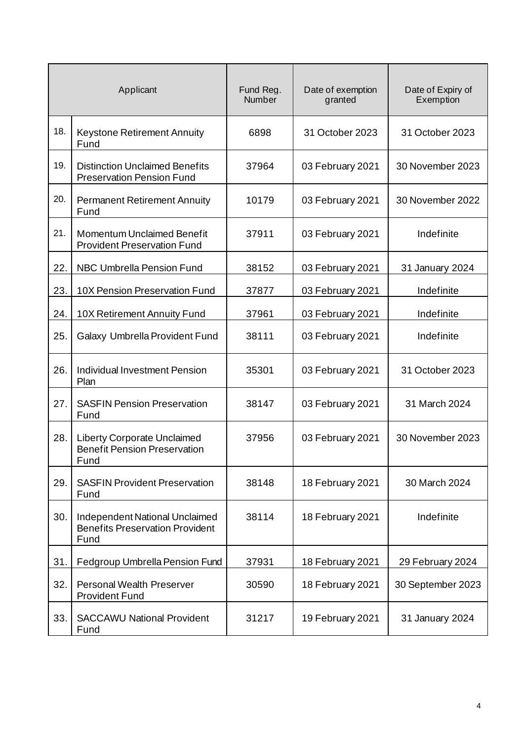| Applicant | | Fund Reg. Number | Date of exemption granted | Date of Expiry of Exemption |
|---|---|---|---|---|
| 18. | Keystone Retirement Annuity Fund | 6898 | 31 October 2023 | 31 October 2023 |
| 19. | Distinction Unclaimed Benefits Preservation Pension Fund | 37964 | 03 February 2021 | 30 November 2023 |
| 20. | Permanent Retirement Annuity Fund | 10179 | 03 February 2021 | 30 November 2022 |
| 21. | Momentum Unclaimed Benefit Provident Preservation Fund | 37911 | 03 February 2021 | Indefinite |
| 22. | NBC Umbrella Pension Fund | 38152 | 03 February 2021 | 31 January 2024 |
| 23. | 10X Pension Preservation Fund | 37877 | 03 February 2021 | Indefinite |
| 24. | 10X Retirement Annuity Fund | 37961 | 03 February 2021 | Indefinite |
| 25. | Galaxy Umbrella Provident Fund | 38111 | 03 February 2021 | Indefinite |
| 26. | Individual Investment Pension Plan | 35301 | 03 February 2021 | 31 October 2023 |
| 27. | SASFIN Pension Preservation Fund | 38147 | 03 February 2021 | 31 March 2024 |
| 28. | Liberty Corporate Unclaimed Benefit Pension Preservation Fund | 37956 | 03 February 2021 | 30 November 2023 |
| 29. | SASFIN Provident Preservation Fund | 38148 | 18 February 2021 | 30 March 2024 |
| 30. | Independent National Unclaimed Benefits Preservation Provident Fund | 38114 | 18 February 2021 | Indefinite |
| 31. | Fedgroup Umbrella Pension Fund | 37931 | 18 February 2021 | 29 February 2024 |
| 32. | Personal Wealth Preserver Provident Fund | 30590 | 18 February 2021 | 30 September 2023 |
| 33. | SACCAWU National Provident Fund | 31217 | 19 February 2021 | 31 January 2024 |